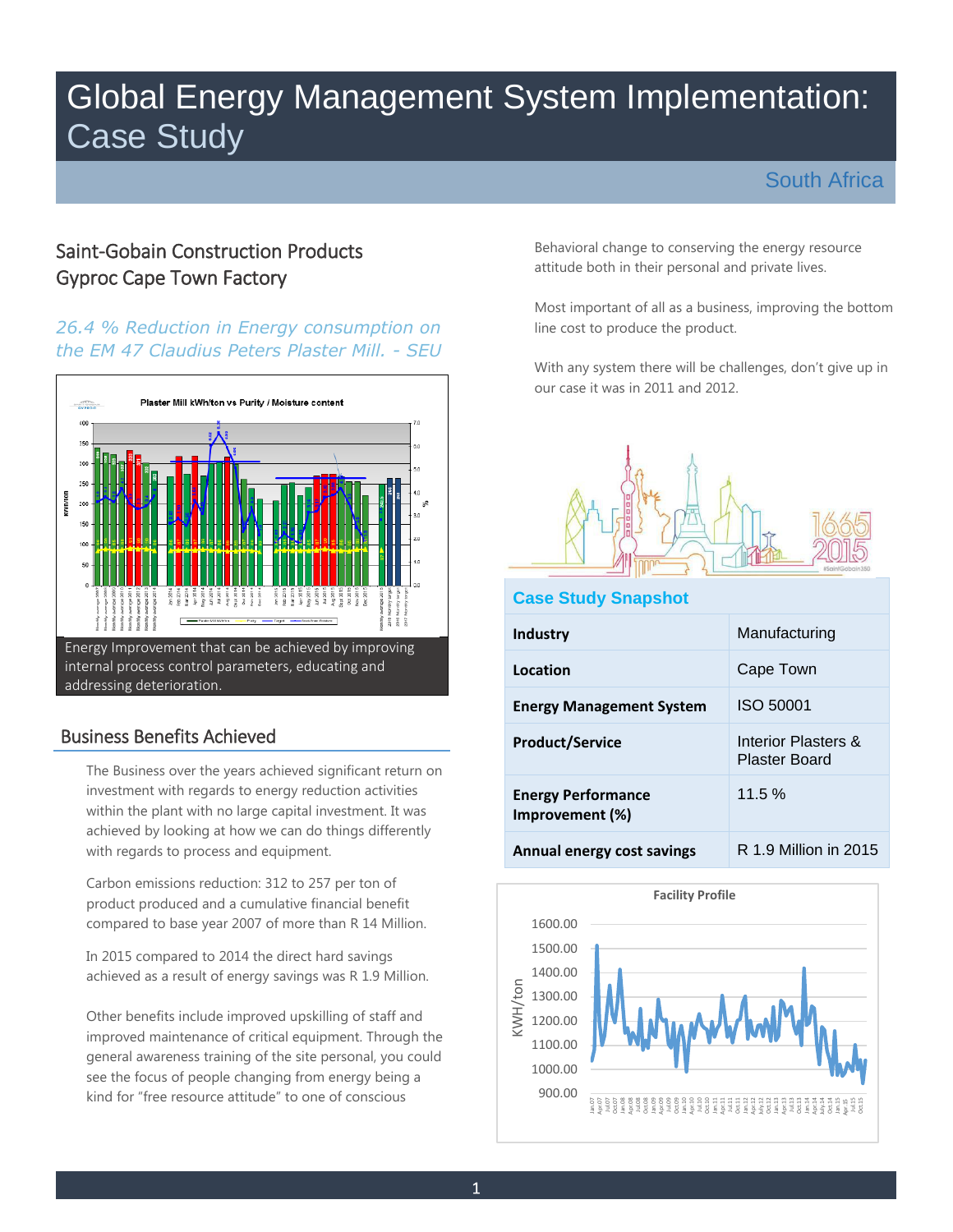# Global Energy Management System Implementation: Case Study

South Africa

## Saint-Gobain Construction Products Gyproc Cape Town Factory

*26.4 % Reduction in Energy consumption on the EM 47 Claudius Peters Plaster Mill. - SEU*

Energy Improvement that can be achieved by improving internal process control parameters, educating and addressing deterioration.

## Business Benefits Achieved

The Business over the years achieved significant return on investment with regards to energy reduction activities within the plant with no large capital investment. It was achieved by looking at how we can do things differently with regards to process and equipment.

Carbon emissions reduction: 312 to 257 per ton of product produced and a cumulative financial benefit compared to base year 2007 of more than R 14 Million.

In 2015 compared to 2014 the direct hard savings achieved as a result of energy savings was R 1.9 Million.

Other benefits include improved upskilling of staff and improved maintenance of critical equipment. Through the general awareness training of the site personal, you could see the focus of people changing from energy being a kind for "free resource attitude" to one of conscious Behavioral change to conserving the energy resource attitude both in their personal and private lives.

Most important of all as a business, improving the bottom line cost to produce the product.

With any system there will be challenges, don't give up in our case it was in 2011 and 2012.

## Case Study Snapshot

| | |
|---|---|
| **Industry** | Manufacturing |
| **Location** | Cape Town |
| **Energy Management System** | ISO 50001 |
| **Product/Service** | Interior Plasters & Plaster Board |
| **Energy Performance Improvement (%)** | 11.5 % |
| **Annual energy cost savings** | R 1.9 Million in 2015 |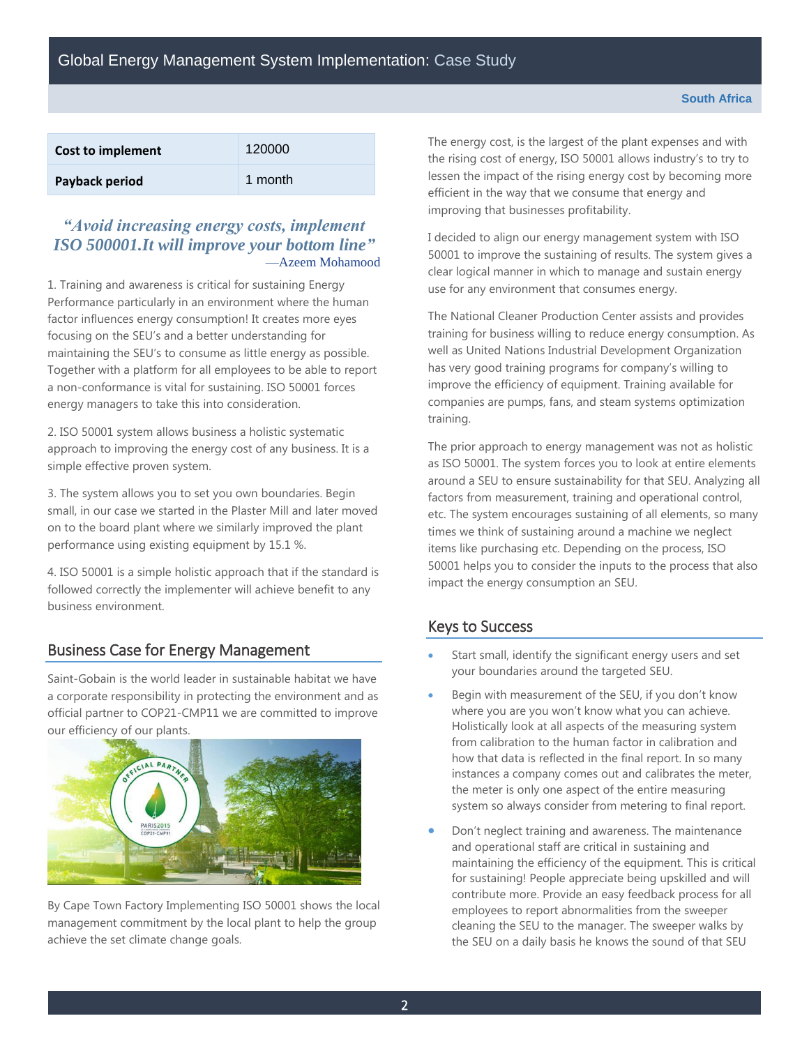| Cost to implement | 120000 |
| --- | --- |
| Payback period | 1 month |

> *"Avoid increasing energy costs, implement ISO 500001.It will improve your bottom line"*
> —Azeem Mohamood

1. Training and awareness is critical for sustaining Energy Performance particularly in an environment where the human factor influences energy consumption! It creates more eyes focusing on the SEU's and a better understanding for maintaining the SEU's to consume as little energy as possible. Together with a platform for all employees to be able to report a non-conformance is vital for sustaining. ISO 50001 forces energy managers to take this into consideration.

2. ISO 50001 system allows business a holistic systematic approach to improving the energy cost of any business. It is a simple effective proven system.

3. The system allows you to set you own boundaries. Begin small, in our case we started in the Plaster Mill and later moved on to the board plant where we similarly improved the plant performance using existing equipment by 15.1 %.

4. ISO 50001 is a simple holistic approach that if the standard is followed correctly the implementer will achieve benefit to any business environment.

## Business Case for Energy Management

Saint-Gobain is the world leader in sustainable habitat we have a corporate responsibility in protecting the environment and as official partner to COP21-CMP11 we are committed to improve our efficiency of our plants.

By Cape Town Factory Implementing ISO 50001 shows the local management commitment by the local plant to help the group achieve the set climate change goals.

The energy cost, is the largest of the plant expenses and with the rising cost of energy, ISO 50001 allows industry's to try to lessen the impact of the rising energy cost by becoming more efficient in the way that we consume that energy and improving that businesses profitability.

I decided to align our energy management system with ISO 50001 to improve the sustaining of results. The system gives a clear logical manner in which to manage and sustain energy use for any environment that consumes energy.

The National Cleaner Production Center assists and provides training for business willing to reduce energy consumption. As well as United Nations Industrial Development Organization has very good training programs for company's willing to improve the efficiency of equipment. Training available for companies are pumps, fans, and steam systems optimization training.

The prior approach to energy management was not as holistic as ISO 50001. The system forces you to look at entire elements around a SEU to ensure sustainability for that SEU. Analyzing all factors from measurement, training and operational control, etc. The system encourages sustaining of all elements, so many times we think of sustaining around a machine we neglect items like purchasing etc. Depending on the process, ISO 50001 helps you to consider the inputs to the process that also impact the energy consumption an SEU.

## Keys to Success

- Start small, identify the significant energy users and set your boundaries around the targeted SEU.
- Begin with measurement of the SEU, if you don't know where you are you won't know what you can achieve. Holistically look at all aspects of the measuring system from calibration to the human factor in calibration and how that data is reflected in the final report. In so many instances a company comes out and calibrates the meter, the meter is only one aspect of the entire measuring system so always consider from metering to final report.
- Don't neglect training and awareness. The maintenance and operational staff are critical in sustaining and maintaining the efficiency of the equipment. This is critical for sustaining! People appreciate being upskilled and will contribute more. Provide an easy feedback process for all employees to report abnormalities from the sweeper cleaning the SEU to the manager. The sweeper walks by the SEU on a daily basis he knows the sound of that SEU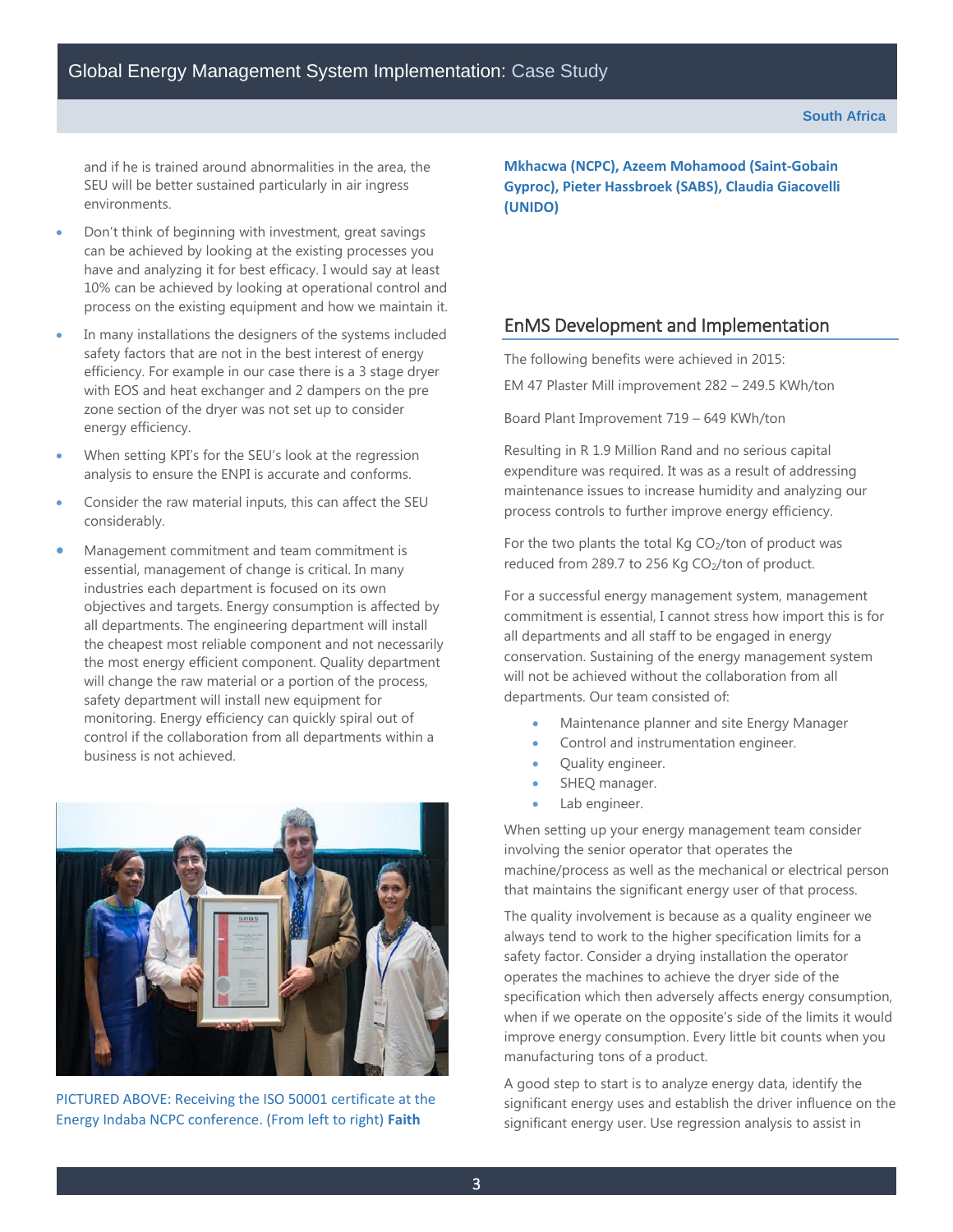and if he is trained around abnormalities in the area, the SEU will be better sustained particularly in air ingress environments.

- Don't think of beginning with investment, great savings can be achieved by looking at the existing processes you have and analyzing it for best efficacy. I would say at least 10% can be achieved by looking at operational control and process on the existing equipment and how we maintain it.
- In many installations the designers of the systems included safety factors that are not in the best interest of energy efficiency. For example in our case there is a 3 stage dryer with EOS and heat exchanger and 2 dampers on the pre zone section of the dryer was not set up to consider energy efficiency.
- When setting KPI's for the SEU's look at the regression analysis to ensure the ENPI is accurate and conforms.
- Consider the raw material inputs, this can affect the SEU considerably.
- Management commitment and team commitment is essential, management of change is critical. In many industries each department is focused on its own objectives and targets. Energy consumption is affected by all departments. The engineering department will install the cheapest most reliable component and not necessarily the most energy efficient component. Quality department will change the raw material or a portion of the process, safety department will install new equipment for monitoring. Energy efficiency can quickly spiral out of control if the collaboration from all departments within a business is not achieved.

PICTURED ABOVE: Receiving the ISO 50001 certificate at the Energy Indaba NCPC conference. (From left to right) **Faith Mkhacwa (NCPC), Azeem Mohamood (Saint-Gobain Gyproc), Pieter Hassbroek (SABS), Claudia Giacovelli (UNIDO)**

## EnMS Development and Implementation

The following benefits were achieved in 2015:

EM 47 Plaster Mill improvement 282 – 249.5 KWh/ton

Board Plant Improvement 719 – 649 KWh/ton

Resulting in R 1.9 Million Rand and no serious capital expenditure was required. It was as a result of addressing maintenance issues to increase humidity and analyzing our process controls to further improve energy efficiency.

For the two plants the total Kg $CO_2$/ton of product was reduced from 289.7 to 256 Kg $CO_2$/ton of product.

For a successful energy management system, management commitment is essential, I cannot stress how import this is for all departments and all staff to be engaged in energy conservation. Sustaining of the energy management system will not be achieved without the collaboration from all departments. Our team consisted of:

- Maintenance planner and site Energy Manager
- Control and instrumentation engineer.
- Quality engineer.
- SHEQ manager.
- Lab engineer.

When setting up your energy management team consider involving the senior operator that operates the machine/process as well as the mechanical or electrical person that maintains the significant energy user of that process.

The quality involvement is because as a quality engineer we always tend to work to the higher specification limits for a safety factor. Consider a drying installation the operator operates the machines to achieve the dryer side of the specification which then adversely affects energy consumption, when if we operate on the opposite's side of the limits it would improve energy consumption. Every little bit counts when you manufacturing tons of a product.

A good step to start is to analyze energy data, identify the significant energy uses and establish the driver influence on the significant energy user. Use regression analysis to assist in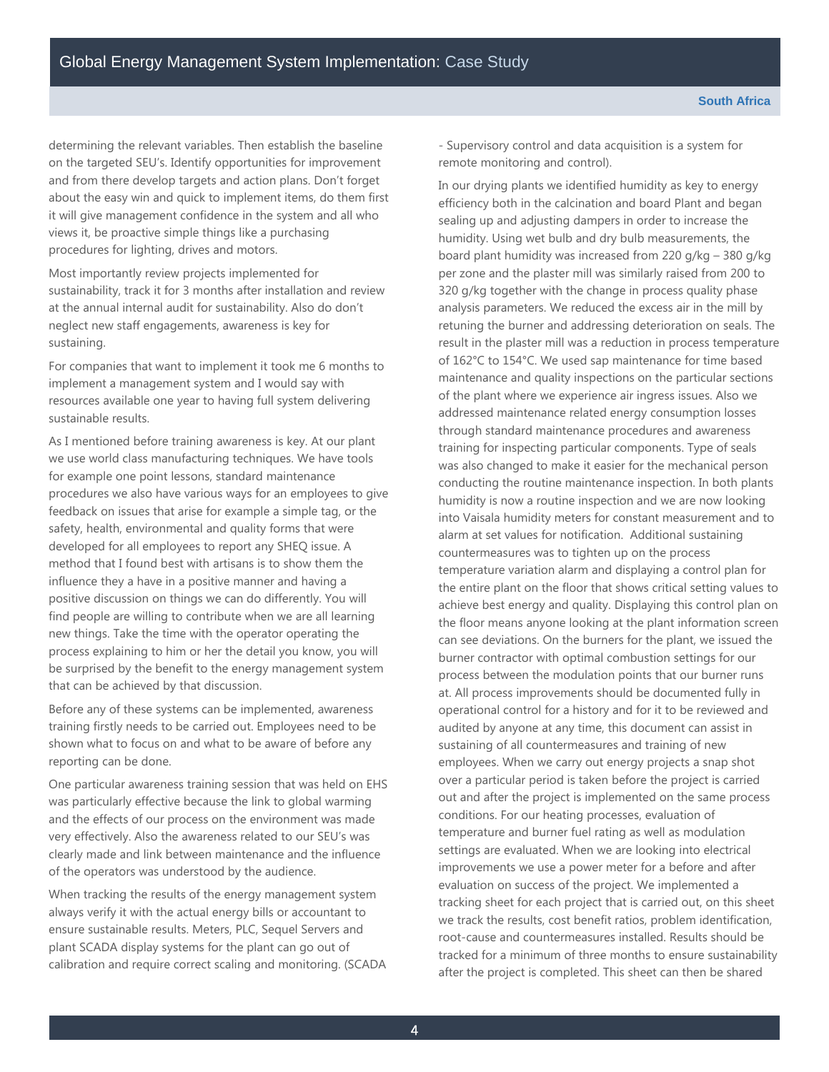determining the relevant variables. Then establish the baseline on the targeted SEU's. Identify opportunities for improvement and from there develop targets and action plans. Don't forget about the easy win and quick to implement items, do them first it will give management confidence in the system and all who views it, be proactive simple things like a purchasing procedures for lighting, drives and motors.

Most importantly review projects implemented for sustainability, track it for 3 months after installation and review at the annual internal audit for sustainability. Also do don't neglect new staff engagements, awareness is key for sustaining.

For companies that want to implement it took me 6 months to implement a management system and I would say with resources available one year to having full system delivering sustainable results.

As I mentioned before training awareness is key. At our plant we use world class manufacturing techniques. We have tools for example one point lessons, standard maintenance procedures we also have various ways for an employees to give feedback on issues that arise for example a simple tag, or the safety, health, environmental and quality forms that were developed for all employees to report any SHEQ issue. A method that I found best with artisans is to show them the influence they a have in a positive manner and having a positive discussion on things we can do differently. You will find people are willing to contribute when we are all learning new things. Take the time with the operator operating the process explaining to him or her the detail you know, you will be surprised by the benefit to the energy management system that can be achieved by that discussion.

Before any of these systems can be implemented, awareness training firstly needs to be carried out. Employees need to be shown what to focus on and what to be aware of before any reporting can be done.

One particular awareness training session that was held on EHS was particularly effective because the link to global warming and the effects of our process on the environment was made very effectively. Also the awareness related to our SEU's was clearly made and link between maintenance and the influence of the operators was understood by the audience.

When tracking the results of the energy management system always verify it with the actual energy bills or accountant to ensure sustainable results. Meters, PLC, Sequel Servers and plant SCADA display systems for the plant can go out of calibration and require correct scaling and monitoring. (SCADA - Supervisory control and data acquisition is a system for remote monitoring and control).

In our drying plants we identified humidity as key to energy efficiency both in the calcination and board Plant and began sealing up and adjusting dampers in order to increase the humidity. Using wet bulb and dry bulb measurements, the board plant humidity was increased from 220 g/kg – 380 g/kg per zone and the plaster mill was similarly raised from 200 to 320 g/kg together with the change in process quality phase analysis parameters. We reduced the excess air in the mill by retuning the burner and addressing deterioration on seals. The result in the plaster mill was a reduction in process temperature of 162°C to 154°C. We used sap maintenance for time based maintenance and quality inspections on the particular sections of the plant where we experience air ingress issues. Also we addressed maintenance related energy consumption losses through standard maintenance procedures and awareness training for inspecting particular components. Type of seals was also changed to make it easier for the mechanical person conducting the routine maintenance inspection. In both plants humidity is now a routine inspection and we are now looking into Vaisala humidity meters for constant measurement and to alarm at set values for notification. Additional sustaining countermeasures was to tighten up on the process temperature variation alarm and displaying a control plan for the entire plant on the floor that shows critical setting values to achieve best energy and quality. Displaying this control plan on the floor means anyone looking at the plant information screen can see deviations. On the burners for the plant, we issued the burner contractor with optimal combustion settings for our process between the modulation points that our burner runs at. All process improvements should be documented fully in operational control for a history and for it to be reviewed and audited by anyone at any time, this document can assist in sustaining of all countermeasures and training of new employees. When we carry out energy projects a snap shot over a particular period is taken before the project is carried out and after the project is implemented on the same process conditions. For our heating processes, evaluation of temperature and burner fuel rating as well as modulation settings are evaluated. When we are looking into electrical improvements we use a power meter for a before and after evaluation on success of the project. We implemented a tracking sheet for each project that is carried out, on this sheet we track the results, cost benefit ratios, problem identification, root-cause and countermeasures installed. Results should be tracked for a minimum of three months to ensure sustainability after the project is completed. This sheet can then be shared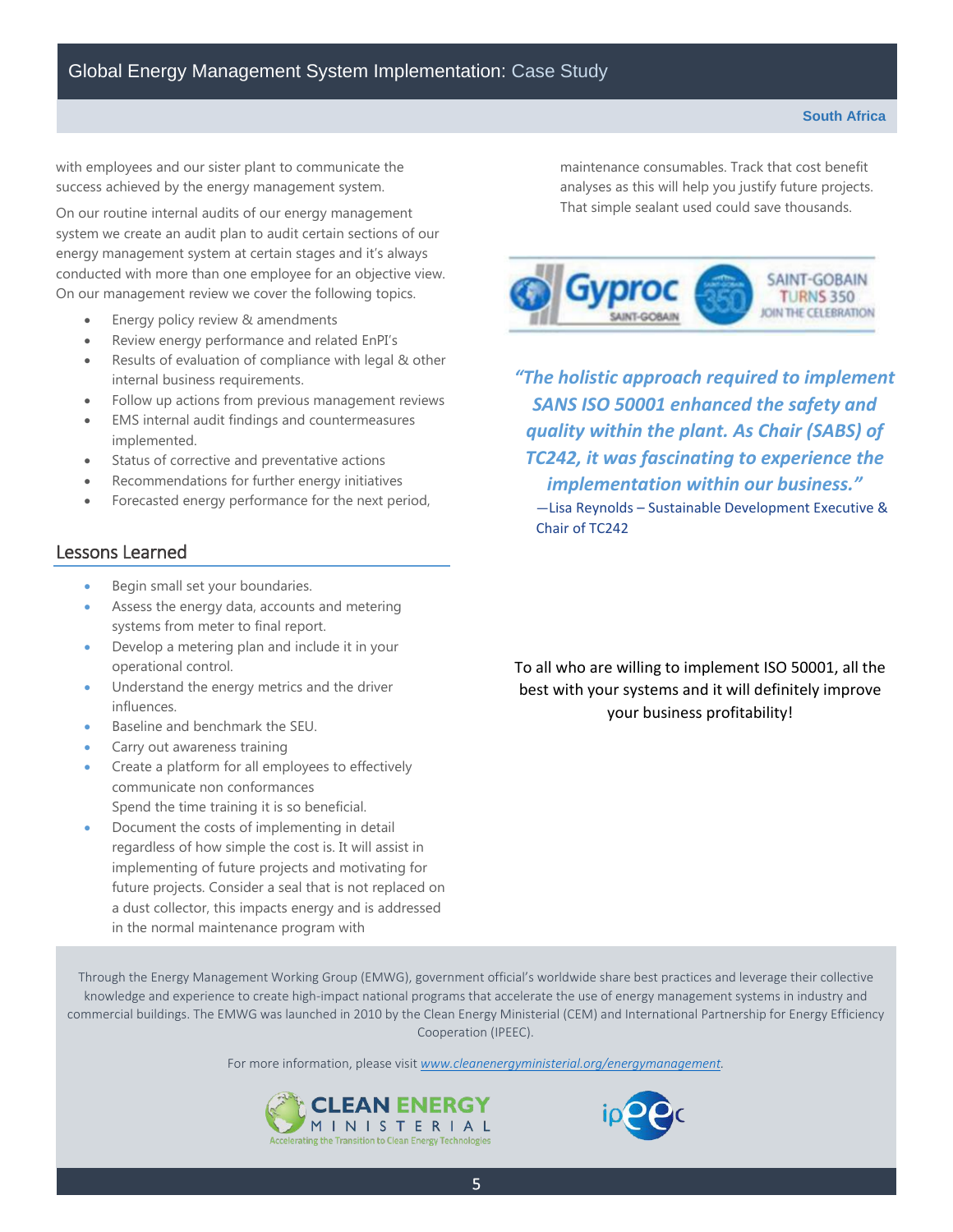with employees and our sister plant to communicate the success achieved by the energy management system.

On our routine internal audits of our energy management system we create an audit plan to audit certain sections of our energy management system at certain stages and it's always conducted with more than one employee for an objective view. On our management review we cover the following topics.

- Energy policy review & amendments
- Review energy performance and related EnPI's
- Results of evaluation of compliance with legal & other internal business requirements.
- Follow up actions from previous management reviews
- EMS internal audit findings and countermeasures implemented.
- Status of corrective and preventative actions
- Recommendations for further energy initiatives
- Forecasted energy performance for the next period,

## Lessons Learned

- Begin small set your boundaries.
- Assess the energy data, accounts and metering systems from meter to final report.
- Develop a metering plan and include it in your operational control.
- Understand the energy metrics and the driver influences.
- Baseline and benchmark the SEU.
- Carry out awareness training
- Create a platform for all employees to effectively communicate non conformances
  Spend the time training it is so beneficial.
- Document the costs of implementing in detail regardless of how simple the cost is. It will assist in implementing of future projects and motivating for future projects. Consider a seal that is not replaced on a dust collector, this impacts energy and is addressed in the normal maintenance program with maintenance consumables. Track that cost benefit analyses as this will help you justify future projects. That simple sealant used could save thousands.

***"The holistic approach required to implement SANS ISO 50001 enhanced the safety and quality within the plant. As Chair (SABS) of TC242, it was fascinating to experience the implementation within our business."***

—Lisa Reynolds – Sustainable Development Executive & Chair of TC242

To all who are willing to implement ISO 50001, all the best with your systems and it will definitely improve your business profitability!

Through the Energy Management Working Group (EMWG), government official's worldwide share best practices and leverage their collective knowledge and experience to create high-impact national programs that accelerate the use of energy management systems in industry and commercial buildings. The EMWG was launched in 2010 by the Clean Energy Ministerial (CEM) and International Partnership for Energy Efficiency Cooperation (IPEEC).

For more information, please visit *www.cleanenergyministerial.org/energymanagement*.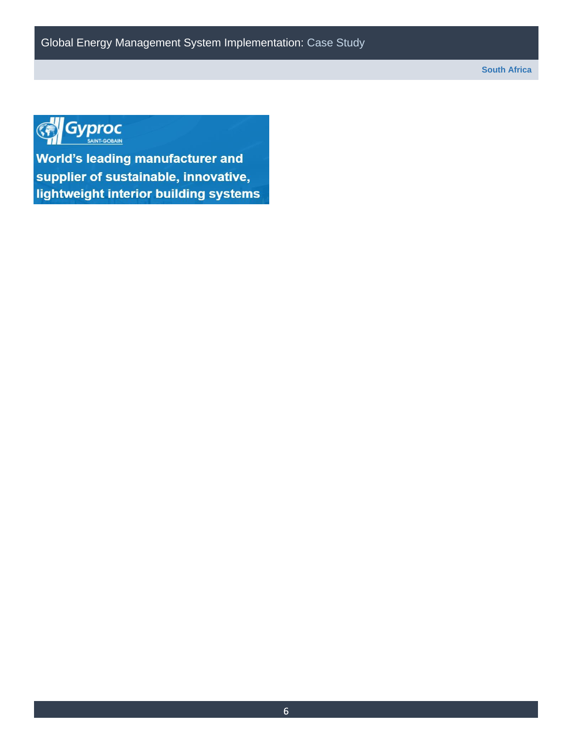Gyproc
SAINT-GOBAIN

World's leading manufacturer and supplier of sustainable, innovative, lightweight interior building systems